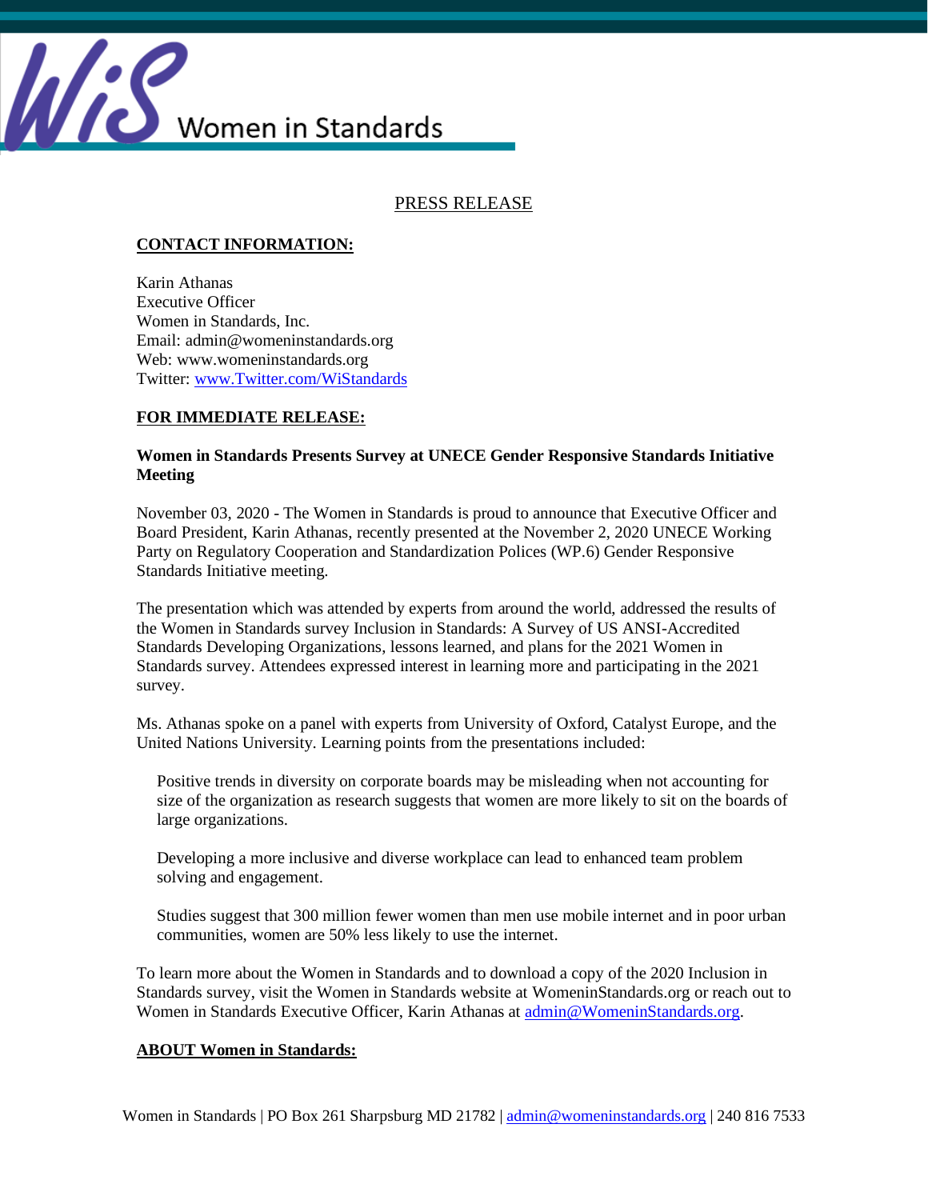Women in Standards

PRESS RELEASE

**CONTACT INFORMATION:**

Karin Athanas
Executive Officer
Women in Standards, Inc.
Email: admin@womeninstandards.org
Web: www.womeninstandards.org
Twitter: www.Twitter.com/WiStandards

**FOR IMMEDIATE RELEASE:**

**Women in Standards Presents Survey at UNECE Gender Responsive Standards Initiative Meeting**

November 03, 2020 - The Women in Standards is proud to announce that Executive Officer and Board President, Karin Athanas, recently presented at the November 2, 2020 UNECE Working Party on Regulatory Cooperation and Standardization Polices (WP.6) Gender Responsive Standards Initiative meeting.

The presentation which was attended by experts from around the world, addressed the results of the Women in Standards survey Inclusion in Standards: A Survey of US ANSI-Accredited Standards Developing Organizations, lessons learned, and plans for the 2021 Women in Standards survey. Attendees expressed interest in learning more and participating in the 2021 survey.

Ms. Athanas spoke on a panel with experts from University of Oxford, Catalyst Europe, and the United Nations University. Learning points from the presentations included:

Positive trends in diversity on corporate boards may be misleading when not accounting for size of the organization as research suggests that women are more likely to sit on the boards of large organizations.

Developing a more inclusive and diverse workplace can lead to enhanced team problem solving and engagement.

Studies suggest that 300 million fewer women than men use mobile internet and in poor urban communities, women are 50% less likely to use the internet.

To learn more about the Women in Standards and to download a copy of the 2020 Inclusion in Standards survey, visit the Women in Standards website at WomeninStandards.org or reach out to Women in Standards Executive Officer, Karin Athanas at admin@WomeninStandards.org.

**ABOUT Women in Standards:**

Women in Standards | PO Box 261 Sharpsburg MD 21782 | admin@womeninstandards.org | 240 816 7533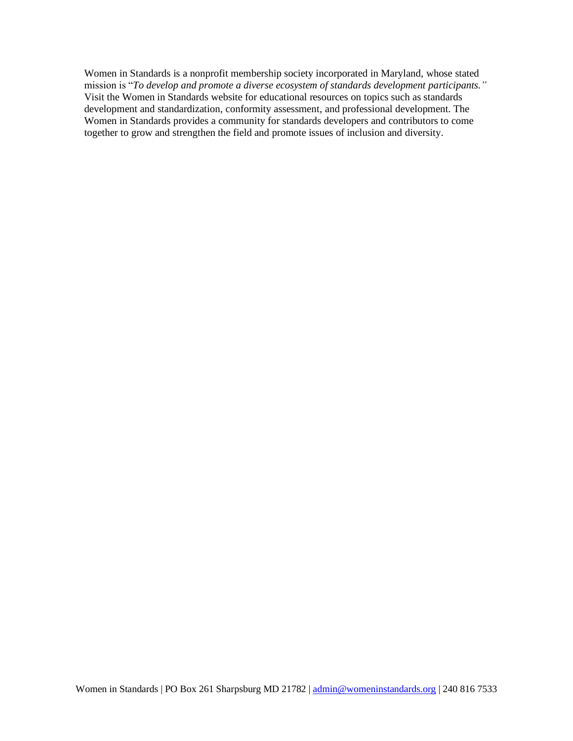Women in Standards is a nonprofit membership society incorporated in Maryland, whose stated mission is "*To develop and promote a diverse ecosystem of standards development participants.*" Visit the Women in Standards website for educational resources on topics such as standards development and standardization, conformity assessment, and professional development. The Women in Standards provides a community for standards developers and contributors to come together to grow and strengthen the field and promote issues of inclusion and diversity.